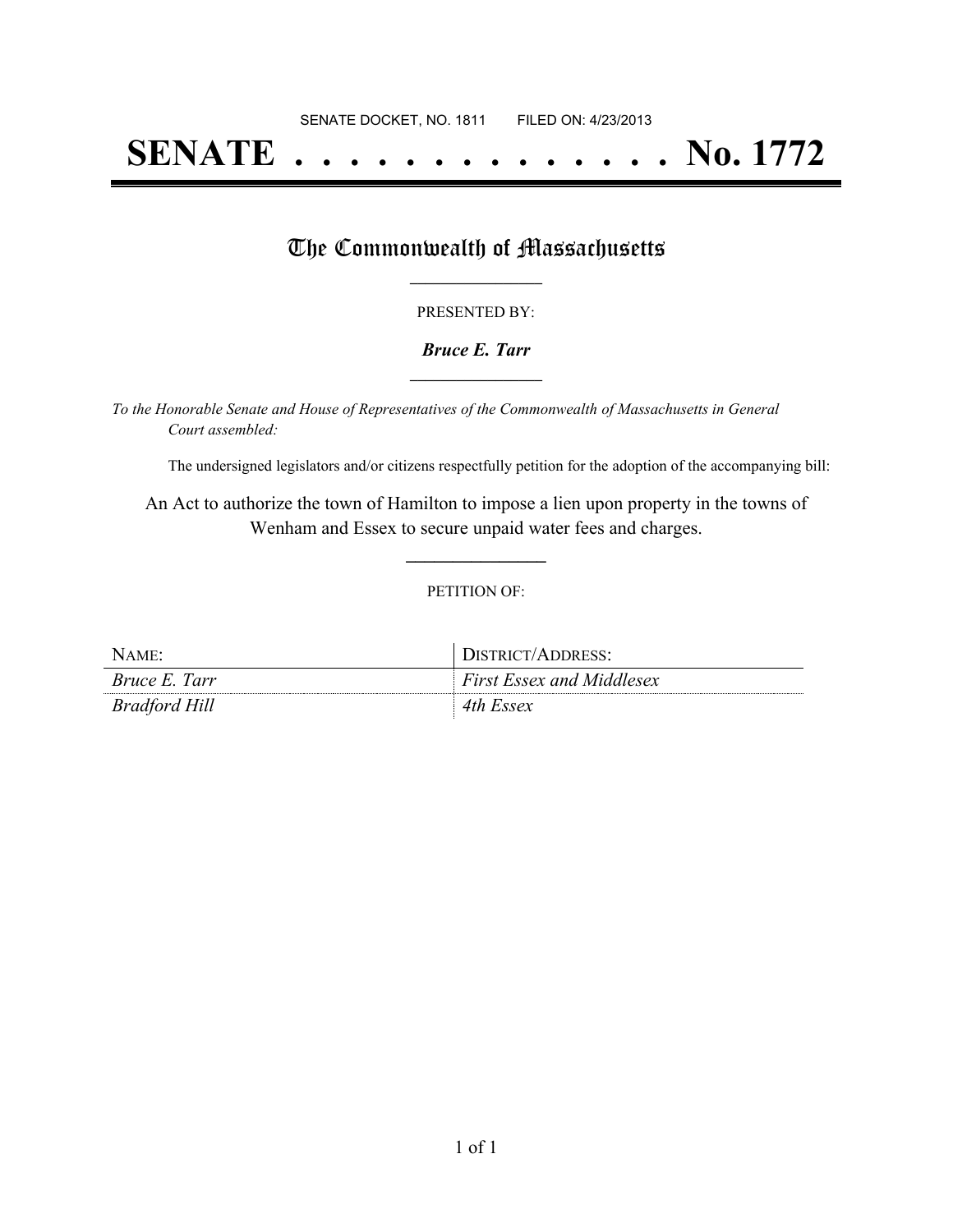SENATE DOCKET, NO. 1811        FILED ON: 4/23/2013

# SENATE . . . . . . . . . . . . . . No. 1772

## The Commonwealth of Massachusetts

PRESENTED BY:

***Bruce E. Tarr***

*To the Honorable Senate and House of Representatives of the Commonwealth of Massachusetts in General Court assembled:*

The undersigned legislators and/or citizens respectfully petition for the adoption of the accompanying bill:

An Act to authorize the town of Hamilton to impose a lien upon property in the towns of Wenham and Essex to secure unpaid water fees and charges.

PETITION OF:

| NAME: | DISTRICT/ADDRESS: |
|---|---|
| *Bruce E. Tarr* | *First Essex and Middlesex* |
| *Bradford Hill* | *4th Essex* |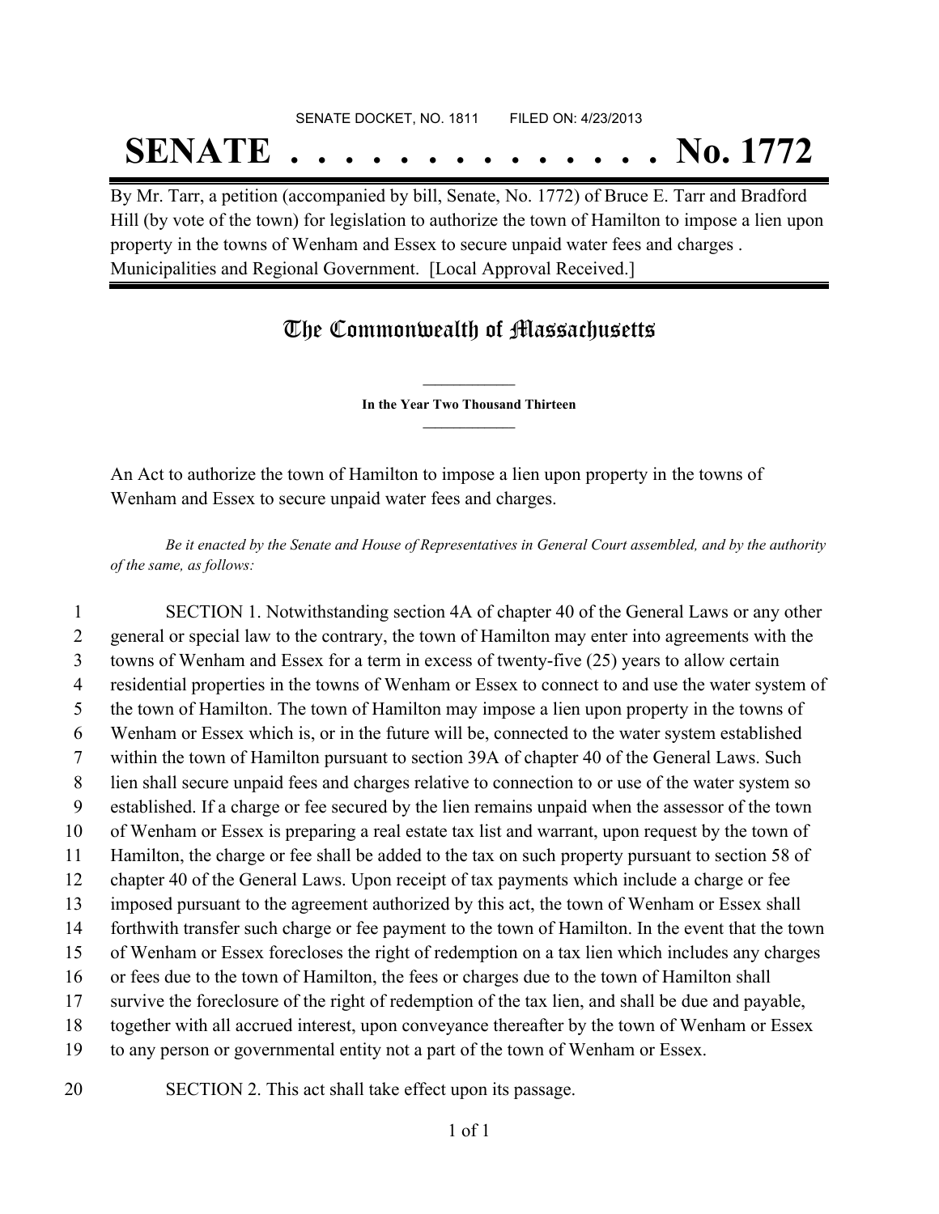SENATE DOCKET, NO. 1811        FILED ON: 4/23/2013

# SENATE . . . . . . . . . . . . . . No. 1772

By Mr. Tarr, a petition (accompanied by bill, Senate, No. 1772) of Bruce E. Tarr and Bradford Hill (by vote of the town) for legislation to authorize the town of Hamilton to impose a lien upon property in the towns of Wenham and Essex to secure unpaid water fees and charges . Municipalities and Regional Government. [Local Approval Received.]

## The Commonwealth of Massachusetts

**In the Year Two Thousand Thirteen**

An Act to authorize the town of Hamilton to impose a lien upon property in the towns of Wenham and Essex to secure unpaid water fees and charges.

*Be it enacted by the Senate and House of Representatives in General Court assembled, and by the authority of the same, as follows:*

SECTION 1. Notwithstanding section 4A of chapter 40 of the General Laws or any other general or special law to the contrary, the town of Hamilton may enter into agreements with the towns of Wenham and Essex for a term in excess of twenty-five (25) years to allow certain residential properties in the towns of Wenham or Essex to connect to and use the water system of the town of Hamilton. The town of Hamilton may impose a lien upon property in the towns of Wenham or Essex which is, or in the future will be, connected to the water system established within the town of Hamilton pursuant to section 39A of chapter 40 of the General Laws. Such lien shall secure unpaid fees and charges relative to connection to or use of the water system so established. If a charge or fee secured by the lien remains unpaid when the assessor of the town of Wenham or Essex is preparing a real estate tax list and warrant, upon request by the town of Hamilton, the charge or fee shall be added to the tax on such property pursuant to section 58 of chapter 40 of the General Laws. Upon receipt of tax payments which include a charge or fee imposed pursuant to the agreement authorized by this act, the town of Wenham or Essex shall forthwith transfer such charge or fee payment to the town of Hamilton. In the event that the town of Wenham or Essex forecloses the right of redemption on a tax lien which includes any charges or fees due to the town of Hamilton, the fees or charges due to the town of Hamilton shall survive the foreclosure of the right of redemption of the tax lien, and shall be due and payable, together with all accrued interest, upon conveyance thereafter by the town of Wenham or Essex to any person or governmental entity not a part of the town of Wenham or Essex.

SECTION 2. This act shall take effect upon its passage.